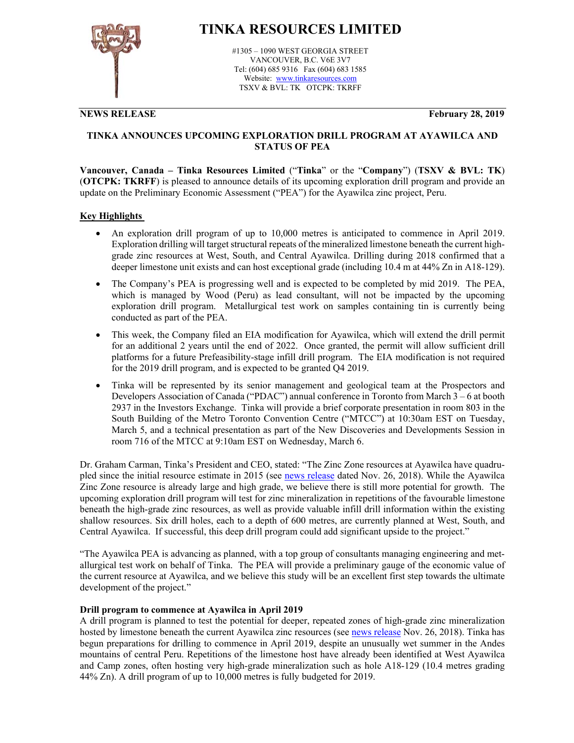# TINKA RESOURCES LIMITED

#1305 – 1090 WEST GEORGIA STREET
VANCOUVER, B.C. V6E 3V7
Tel: (604) 685 9316 Fax (604) 683 1585
Website: www.tinkaresources.com
TSXV & BVL: TK OTCPK: TKRFF

**NEWS RELEASE** **February 28, 2019**

## TINKA ANNOUNCES UPCOMING EXPLORATION DRILL PROGRAM AT AYAWILCA AND STATUS OF PEA

**Vancouver, Canada – Tinka Resources Limited** ("**Tinka**" or the "**Company**") (**TSXV & BVL: TK**) (**OTCPK: TKRFF**) is pleased to announce details of its upcoming exploration drill program and provide an update on the Preliminary Economic Assessment ("PEA") for the Ayawilca zinc project, Peru.

**Key Highlights**

- An exploration drill program of up to 10,000 metres is anticipated to commence in April 2019. Exploration drilling will target structural repeats of the mineralized limestone beneath the current high-grade zinc resources at West, South, and Central Ayawilca. Drilling during 2018 confirmed that a deeper limestone unit exists and can host exceptional grade (including 10.4 m at 44% Zn in A18-129).
- The Company's PEA is progressing well and is expected to be completed by mid 2019. The PEA, which is managed by Wood (Peru) as lead consultant, will not be impacted by the upcoming exploration drill program. Metallurgical test work on samples containing tin is currently being conducted as part of the PEA.
- This week, the Company filed an EIA modification for Ayawilca, which will extend the drill permit for an additional 2 years until the end of 2022. Once granted, the permit will allow sufficient drill platforms for a future Prefeasibility-stage infill drill program. The EIA modification is not required for the 2019 drill program, and is expected to be granted Q4 2019.
- Tinka will be represented by its senior management and geological team at the Prospectors and Developers Association of Canada ("PDAC") annual conference in Toronto from March 3 – 6 at booth 2937 in the Investors Exchange. Tinka will provide a brief corporate presentation in room 803 in the South Building of the Metro Toronto Convention Centre ("MTCC") at 10:30am EST on Tuesday, March 5, and a technical presentation as part of the New Discoveries and Developments Session in room 716 of the MTCC at 9:10am EST on Wednesday, March 6.

Dr. Graham Carman, Tinka's President and CEO, stated: "The Zinc Zone resources at Ayawilca have quadrupled since the initial resource estimate in 2015 (see news release dated Nov. 26, 2018). While the Ayawilca Zinc Zone resource is already large and high grade, we believe there is still more potential for growth. The upcoming exploration drill program will test for zinc mineralization in repetitions of the favourable limestone beneath the high-grade zinc resources, as well as provide valuable infill drill information within the existing shallow resources. Six drill holes, each to a depth of 600 metres, are currently planned at West, South, and Central Ayawilca. If successful, this deep drill program could add significant upside to the project."

"The Ayawilca PEA is advancing as planned, with a top group of consultants managing engineering and metallurgical test work on behalf of Tinka. The PEA will provide a preliminary gauge of the economic value of the current resource at Ayawilca, and we believe this study will be an excellent first step towards the ultimate development of the project."

### Drill program to commence at Ayawilca in April 2019

A drill program is planned to test the potential for deeper, repeated zones of high-grade zinc mineralization hosted by limestone beneath the current Ayawilca zinc resources (see news release Nov. 26, 2018). Tinka has begun preparations for drilling to commence in April 2019, despite an unusually wet summer in the Andes mountains of central Peru. Repetitions of the limestone host have already been identified at West Ayawilca and Camp zones, often hosting very high-grade mineralization such as hole A18-129 (10.4 metres grading 44% Zn). A drill program of up to 10,000 metres is fully budgeted for 2019.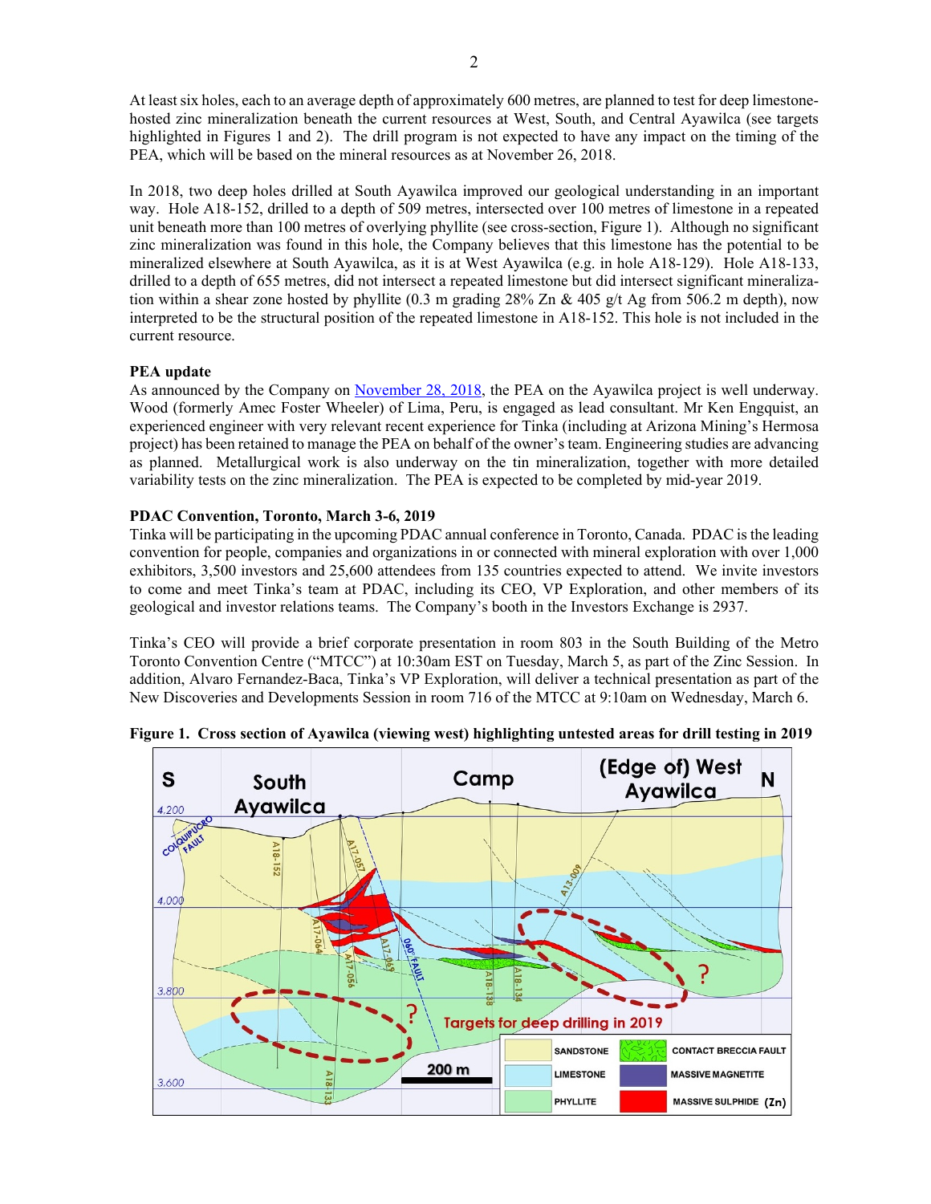At least six holes, each to an average depth of approximately 600 metres, are planned to test for deep limestone-hosted zinc mineralization beneath the current resources at West, South, and Central Ayawilca (see targets highlighted in Figures 1 and 2). The drill program is not expected to have any impact on the timing of the PEA, which will be based on the mineral resources as at November 26, 2018.

In 2018, two deep holes drilled at South Ayawilca improved our geological understanding in an important way. Hole A18-152, drilled to a depth of 509 metres, intersected over 100 metres of limestone in a repeated unit beneath more than 100 metres of overlying phyllite (see cross-section, Figure 1). Although no significant zinc mineralization was found in this hole, the Company believes that this limestone has the potential to be mineralized elsewhere at South Ayawilca, as it is at West Ayawilca (e.g. in hole A18-129). Hole A18-133, drilled to a depth of 655 metres, did not intersect a repeated limestone but did intersect significant mineralization within a shear zone hosted by phyllite (0.3 m grading 28% Zn & 405 g/t Ag from 506.2 m depth), now interpreted to be the structural position of the repeated limestone in A18-152. This hole is not included in the current resource.

**PEA update**

As announced by the Company on November 28, 2018, the PEA on the Ayawilca project is well underway. Wood (formerly Amec Foster Wheeler) of Lima, Peru, is engaged as lead consultant. Mr Ken Engquist, an experienced engineer with very relevant recent experience for Tinka (including at Arizona Mining's Hermosa project) has been retained to manage the PEA on behalf of the owner's team. Engineering studies are advancing as planned. Metallurgical work is also underway on the tin mineralization, together with more detailed variability tests on the zinc mineralization. The PEA is expected to be completed by mid-year 2019.

**PDAC Convention, Toronto, March 3-6, 2019**

Tinka will be participating in the upcoming PDAC annual conference in Toronto, Canada. PDAC is the leading convention for people, companies and organizations in or connected with mineral exploration with over 1,000 exhibitors, 3,500 investors and 25,600 attendees from 135 countries expected to attend. We invite investors to come and meet Tinka's team at PDAC, including its CEO, VP Exploration, and other members of its geological and investor relations teams. The Company's booth in the Investors Exchange is 2937.

Tinka's CEO will provide a brief corporate presentation in room 803 in the South Building of the Metro Toronto Convention Centre ("MTCC") at 10:30am EST on Tuesday, March 5, as part of the Zinc Session. In addition, Alvaro Fernandez-Baca, Tinka's VP Exploration, will deliver a technical presentation as part of the New Discoveries and Developments Session in room 716 of the MTCC at 9:10am on Wednesday, March 6.

**Figure 1. Cross section of Ayawilca (viewing west) highlighting untested areas for drill testing in 2019**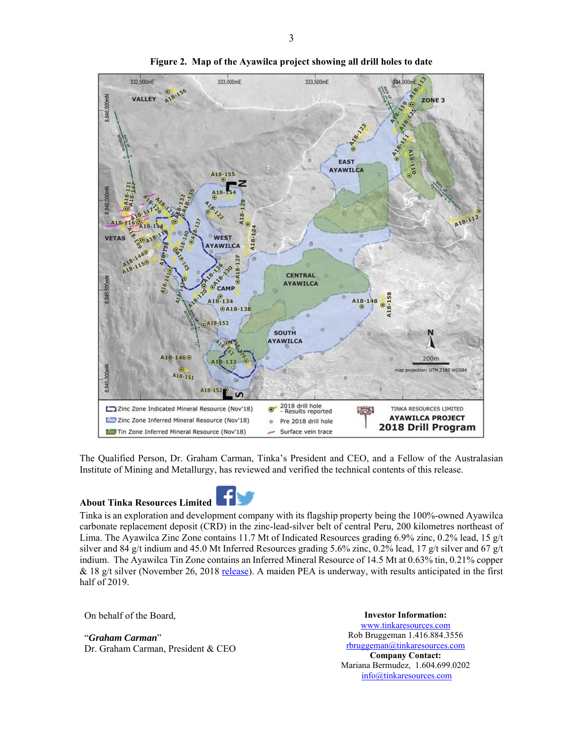**Figure 2. Map of the Ayawilca project showing all drill holes to date**

The Qualified Person, Dr. Graham Carman, Tinka's President and CEO, and a Fellow of the Australasian Institute of Mining and Metallurgy, has reviewed and verified the technical contents of this release.

## About Tinka Resources Limited

Tinka is an exploration and development company with its flagship property being the 100%-owned Ayawilca carbonate replacement deposit (CRD) in the zinc-lead-silver belt of central Peru, 200 kilometres northeast of Lima. The Ayawilca Zinc Zone contains 11.7 Mt of Indicated Resources grading 6.9% zinc, 0.2% lead, 15 g/t silver and 84 g/t indium and 45.0 Mt Inferred Resources grading 5.6% zinc, 0.2% lead, 17 g/t silver and 67 g/t indium. The Ayawilca Tin Zone contains an Inferred Mineral Resource of 14.5 Mt at 0.63% tin, 0.21% copper & 18 g/t silver (November 26, 2018 release). A maiden PEA is underway, with results anticipated in the first half of 2019.

On behalf of the Board,

"*Graham Carman*"
Dr. Graham Carman, President & CEO

**Investor Information:**
www.tinkaresources.com
Rob Bruggeman 1.416.884.3556
rbruggeman@tinkaresources.com
**Company Contact:**
Mariana Bermudez, 1.604.699.0202
info@tinkaresources.com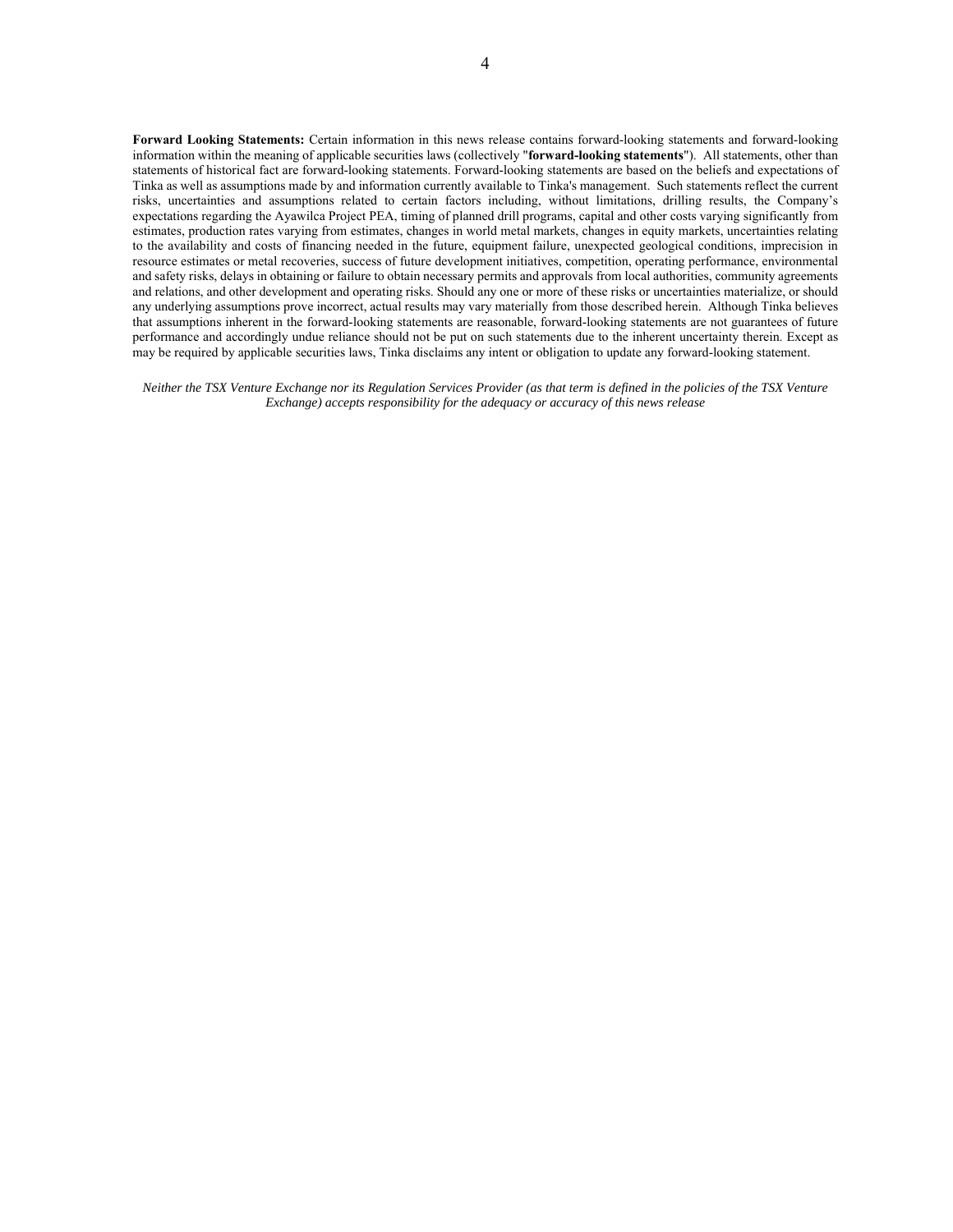**Forward Looking Statements:** Certain information in this news release contains forward-looking statements and forward-looking information within the meaning of applicable securities laws (collectively "**forward-looking statements**"). All statements, other than statements of historical fact are forward-looking statements. Forward-looking statements are based on the beliefs and expectations of Tinka as well as assumptions made by and information currently available to Tinka's management. Such statements reflect the current risks, uncertainties and assumptions related to certain factors including, without limitations, drilling results, the Company's expectations regarding the Ayawilca Project PEA, timing of planned drill programs, capital and other costs varying significantly from estimates, production rates varying from estimates, changes in world metal markets, changes in equity markets, uncertainties relating to the availability and costs of financing needed in the future, equipment failure, unexpected geological conditions, imprecision in resource estimates or metal recoveries, success of future development initiatives, competition, operating performance, environmental and safety risks, delays in obtaining or failure to obtain necessary permits and approvals from local authorities, community agreements and relations, and other development and operating risks. Should any one or more of these risks or uncertainties materialize, or should any underlying assumptions prove incorrect, actual results may vary materially from those described herein. Although Tinka believes that assumptions inherent in the forward-looking statements are reasonable, forward-looking statements are not guarantees of future performance and accordingly undue reliance should not be put on such statements due to the inherent uncertainty therein. Except as may be required by applicable securities laws, Tinka disclaims any intent or obligation to update any forward-looking statement.

*Neither the TSX Venture Exchange nor its Regulation Services Provider (as that term is defined in the policies of the TSX Venture Exchange) accepts responsibility for the adequacy or accuracy of this news release*